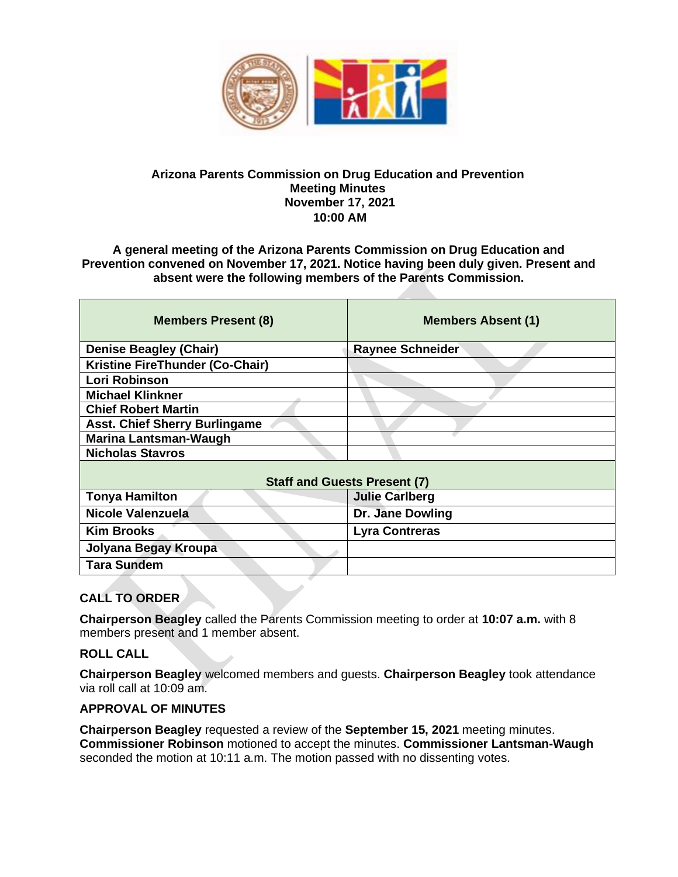**Arizona Parents Commission on Drug Education and Prevention**
**Meeting Minutes**
**November 17, 2021**
**10:00 AM**

**A general meeting of the Arizona Parents Commission on Drug Education and Prevention convened on November 17, 2021. Notice having been duly given. Present and absent were the following members of the Parents Commission.**

| Members Present (8) | Members Absent (1) |
|---|---|
| Denise Beagley (Chair) | Raynee Schneider |
| Kristine FireThunder (Co-Chair) | |
| Lori Robinson | |
| Michael Klinkner | |
| Chief Robert Martin | |
| Asst. Chief Sherry Burlingame | |
| Marina Lantsman-Waugh | |
| Nicholas Stavros | |
| **Staff and Guests Present (7)** | |
| Tonya Hamilton | Julie Carlberg |
| Nicole Valenzuela | Dr. Jane Dowling |
| Kim Brooks | Lyra Contreras |
| Jolyana Begay Kroupa | |
| Tara Sundem | |

## CALL TO ORDER

**Chairperson Beagley** called the Parents Commission meeting to order at **10:07 a.m.** with 8 members present and 1 member absent.

## ROLL CALL

**Chairperson Beagley** welcomed members and guests. **Chairperson Beagley** took attendance via roll call at 10:09 am.

## APPROVAL OF MINUTES

**Chairperson Beagley** requested a review of the **September 15, 2021** meeting minutes. **Commissioner Robinson** motioned to accept the minutes. **Commissioner Lantsman-Waugh** seconded the motion at 10:11 a.m. The motion passed with no dissenting votes.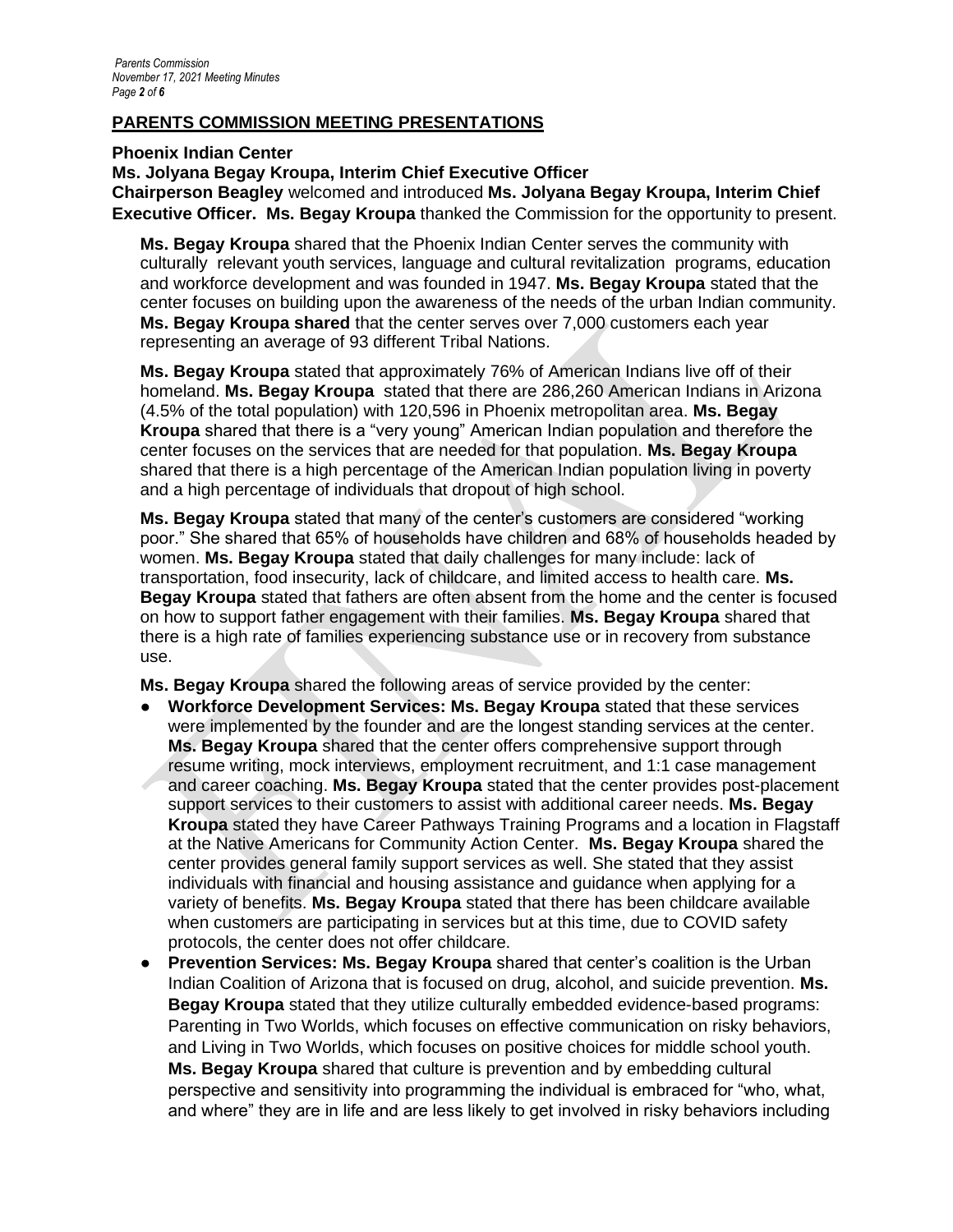## PARENTS COMMISSION MEETING PRESENTATIONS

**Phoenix Indian Center**

**Ms. Jolyana Begay Kroupa, Interim Chief Executive Officer**

**Chairperson Beagley** welcomed and introduced **Ms. Jolyana Begay Kroupa, Interim Chief Executive Officer. Ms. Begay Kroupa** thanked the Commission for the opportunity to present.

**Ms. Begay Kroupa** shared that the Phoenix Indian Center serves the community with culturally relevant youth services, language and cultural revitalization programs, education and workforce development and was founded in 1947. **Ms. Begay Kroupa** stated that the center focuses on building upon the awareness of the needs of the urban Indian community. **Ms. Begay Kroupa shared** that the center serves over 7,000 customers each year representing an average of 93 different Tribal Nations.

**Ms. Begay Kroupa** stated that approximately 76% of American Indians live off of their homeland. **Ms. Begay Kroupa** stated that there are 286,260 American Indians in Arizona (4.5% of the total population) with 120,596 in Phoenix metropolitan area. **Ms. Begay Kroupa** shared that there is a "very young" American Indian population and therefore the center focuses on the services that are needed for that population. **Ms. Begay Kroupa** shared that there is a high percentage of the American Indian population living in poverty and a high percentage of individuals that dropout of high school.

**Ms. Begay Kroupa** stated that many of the center's customers are considered "working poor." She shared that 65% of households have children and 68% of households headed by women. **Ms. Begay Kroupa** stated that daily challenges for many include: lack of transportation, food insecurity, lack of childcare, and limited access to health care. **Ms. Begay Kroupa** stated that fathers are often absent from the home and the center is focused on how to support father engagement with their families. **Ms. Begay Kroupa** shared that there is a high rate of families experiencing substance use or in recovery from substance use.

**Ms. Begay Kroupa** shared the following areas of service provided by the center:

- **Workforce Development Services: Ms. Begay Kroupa** stated that these services were implemented by the founder and are the longest standing services at the center. **Ms. Begay Kroupa** shared that the center offers comprehensive support through resume writing, mock interviews, employment recruitment, and 1:1 case management and career coaching. **Ms. Begay Kroupa** stated that the center provides post-placement support services to their customers to assist with additional career needs. **Ms. Begay Kroupa** stated they have Career Pathways Training Programs and a location in Flagstaff at the Native Americans for Community Action Center. **Ms. Begay Kroupa** shared the center provides general family support services as well. She stated that they assist individuals with financial and housing assistance and guidance when applying for a variety of benefits. **Ms. Begay Kroupa** stated that there has been childcare available when customers are participating in services but at this time, due to COVID safety protocols, the center does not offer childcare.
- **Prevention Services: Ms. Begay Kroupa** shared that center's coalition is the Urban Indian Coalition of Arizona that is focused on drug, alcohol, and suicide prevention. **Ms. Begay Kroupa** stated that they utilize culturally embedded evidence-based programs: Parenting in Two Worlds, which focuses on effective communication on risky behaviors, and Living in Two Worlds, which focuses on positive choices for middle school youth. **Ms. Begay Kroupa** shared that culture is prevention and by embedding cultural perspective and sensitivity into programming the individual is embraced for "who, what, and where" they are in life and are less likely to get involved in risky behaviors including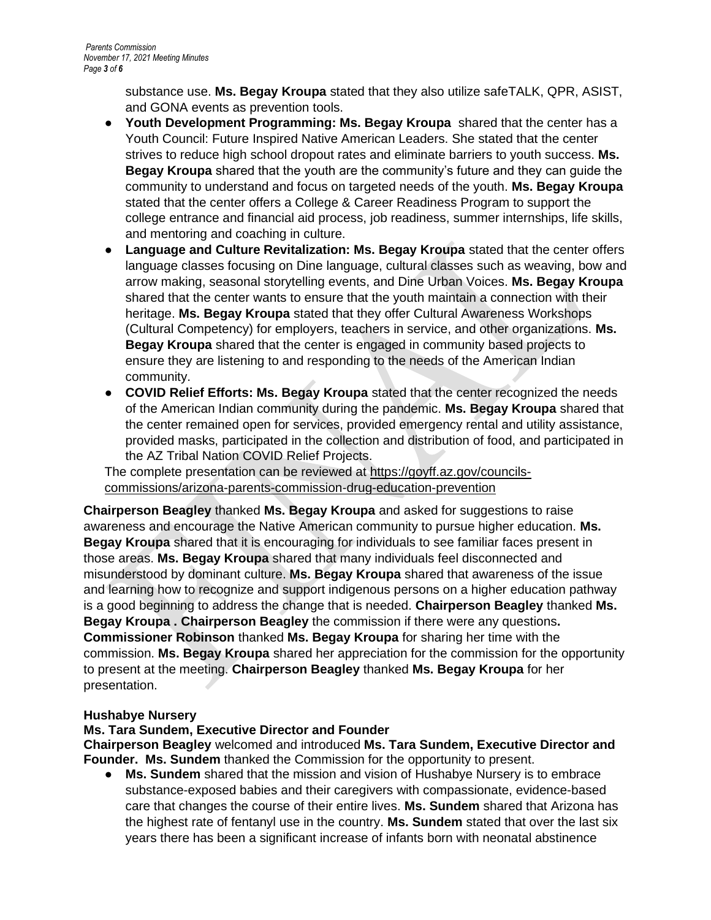substance use. **Ms. Begay Kroupa** stated that they also utilize safeTALK, QPR, ASIST, and GONA events as prevention tools.

- **Youth Development Programming: Ms. Begay Kroupa** shared that the center has a Youth Council: Future Inspired Native American Leaders. She stated that the center strives to reduce high school dropout rates and eliminate barriers to youth success. **Ms. Begay Kroupa** shared that the youth are the community's future and they can guide the community to understand and focus on targeted needs of the youth. **Ms. Begay Kroupa** stated that the center offers a College & Career Readiness Program to support the college entrance and financial aid process, job readiness, summer internships, life skills, and mentoring and coaching in culture.
- **Language and Culture Revitalization: Ms. Begay Kroupa** stated that the center offers language classes focusing on Dine language, cultural classes such as weaving, bow and arrow making, seasonal storytelling events, and Dine Urban Voices. **Ms. Begay Kroupa** shared that the center wants to ensure that the youth maintain a connection with their heritage. **Ms. Begay Kroupa** stated that they offer Cultural Awareness Workshops (Cultural Competency) for employers, teachers in service, and other organizations. **Ms. Begay Kroupa** shared that the center is engaged in community based projects to ensure they are listening to and responding to the needs of the American Indian community.
- **COVID Relief Efforts: Ms. Begay Kroupa** stated that the center recognized the needs of the American Indian community during the pandemic. **Ms. Begay Kroupa** shared that the center remained open for services, provided emergency rental and utility assistance, provided masks, participated in the collection and distribution of food, and participated in the AZ Tribal Nation COVID Relief Projects.

The complete presentation can be reviewed at https://goyff.az.gov/councils-commissions/arizona-parents-commission-drug-education-prevention

**Chairperson Beagley** thanked **Ms. Begay Kroupa** and asked for suggestions to raise awareness and encourage the Native American community to pursue higher education. **Ms. Begay Kroupa** shared that it is encouraging for individuals to see familiar faces present in those areas. **Ms. Begay Kroupa** shared that many individuals feel disconnected and misunderstood by dominant culture. **Ms. Begay Kroupa** shared that awareness of the issue and learning how to recognize and support indigenous persons on a higher education pathway is a good beginning to address the change that is needed. **Chairperson Beagley** thanked **Ms. Begay Kroupa . Chairperson Beagley** the commission if there were any questions**. Commissioner Robinson** thanked **Ms. Begay Kroupa** for sharing her time with the commission. **Ms. Begay Kroupa** shared her appreciation for the commission for the opportunity to present at the meeting. **Chairperson Beagley** thanked **Ms. Begay Kroupa** for her presentation.

**Hushabye Nursery**

**Ms. Tara Sundem, Executive Director and Founder**

**Chairperson Beagley** welcomed and introduced **Ms. Tara Sundem, Executive Director and Founder. Ms. Sundem** thanked the Commission for the opportunity to present.

- **Ms. Sundem** shared that the mission and vision of Hushabye Nursery is to embrace substance-exposed babies and their caregivers with compassionate, evidence-based care that changes the course of their entire lives. **Ms. Sundem** shared that Arizona has the highest rate of fentanyl use in the country. **Ms. Sundem** stated that over the last six years there has been a significant increase of infants born with neonatal abstinence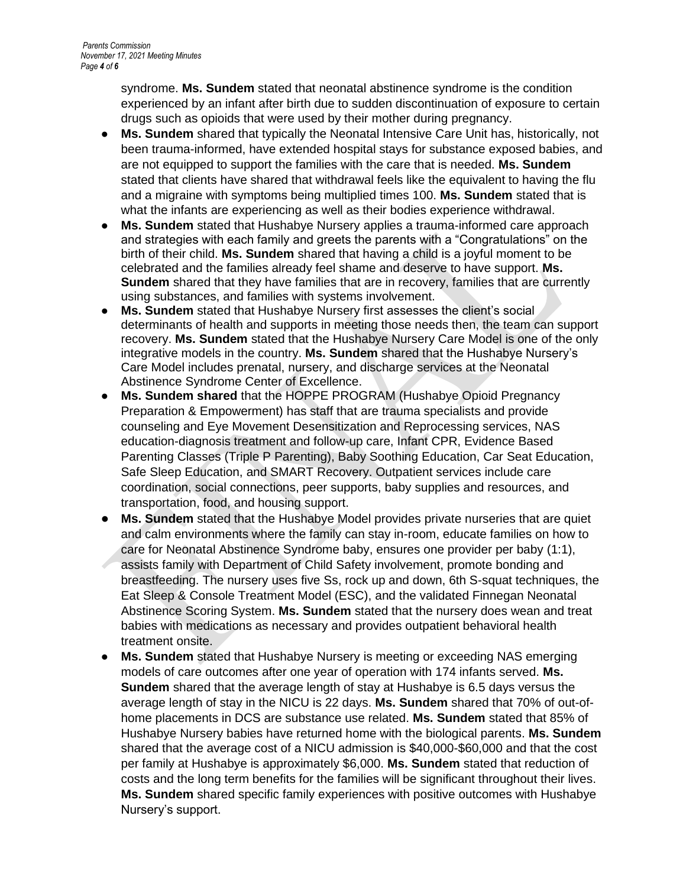syndrome. **Ms. Sundem** stated that neonatal abstinence syndrome is the condition experienced by an infant after birth due to sudden discontinuation of exposure to certain drugs such as opioids that were used by their mother during pregnancy.

- **Ms. Sundem** shared that typically the Neonatal Intensive Care Unit has, historically, not been trauma-informed, have extended hospital stays for substance exposed babies, and are not equipped to support the families with the care that is needed. **Ms. Sundem** stated that clients have shared that withdrawal feels like the equivalent to having the flu and a migraine with symptoms being multiplied times 100. **Ms. Sundem** stated that is what the infants are experiencing as well as their bodies experience withdrawal.
- **Ms. Sundem** stated that Hushabye Nursery applies a trauma-informed care approach and strategies with each family and greets the parents with a "Congratulations" on the birth of their child. **Ms. Sundem** shared that having a child is a joyful moment to be celebrated and the families already feel shame and deserve to have support. **Ms. Sundem** shared that they have families that are in recovery, families that are currently using substances, and families with systems involvement.
- **Ms. Sundem** stated that Hushabye Nursery first assesses the client's social determinants of health and supports in meeting those needs then, the team can support recovery. **Ms. Sundem** stated that the Hushabye Nursery Care Model is one of the only integrative models in the country. **Ms. Sundem** shared that the Hushabye Nursery's Care Model includes prenatal, nursery, and discharge services at the Neonatal Abstinence Syndrome Center of Excellence.
- **Ms. Sundem shared** that the HOPPE PROGRAM (Hushabye Opioid Pregnancy Preparation & Empowerment) has staff that are trauma specialists and provide counseling and Eye Movement Desensitization and Reprocessing services, NAS education-diagnosis treatment and follow-up care, Infant CPR, Evidence Based Parenting Classes (Triple P Parenting), Baby Soothing Education, Car Seat Education, Safe Sleep Education, and SMART Recovery. Outpatient services include care coordination, social connections, peer supports, baby supplies and resources, and transportation, food, and housing support.
- **Ms. Sundem** stated that the Hushabye Model provides private nurseries that are quiet and calm environments where the family can stay in-room, educate families on how to care for Neonatal Abstinence Syndrome baby, ensures one provider per baby (1:1), assists family with Department of Child Safety involvement, promote bonding and breastfeeding. The nursery uses five Ss, rock up and down, 6th S-squat techniques, the Eat Sleep & Console Treatment Model (ESC), and the validated Finnegan Neonatal Abstinence Scoring System. **Ms. Sundem** stated that the nursery does wean and treat babies with medications as necessary and provides outpatient behavioral health treatment onsite.
- **Ms. Sundem** stated that Hushabye Nursery is meeting or exceeding NAS emerging models of care outcomes after one year of operation with 174 infants served. **Ms. Sundem** shared that the average length of stay at Hushabye is 6.5 days versus the average length of stay in the NICU is 22 days. **Ms. Sundem** shared that 70% of out-of-home placements in DCS are substance use related. **Ms. Sundem** stated that 85% of Hushabye Nursery babies have returned home with the biological parents. **Ms. Sundem** shared that the average cost of a NICU admission is $40,000-$60,000 and that the cost per family at Hushabye is approximately $6,000. **Ms. Sundem** stated that reduction of costs and the long term benefits for the families will be significant throughout their lives. **Ms. Sundem** shared specific family experiences with positive outcomes with Hushabye Nursery's support.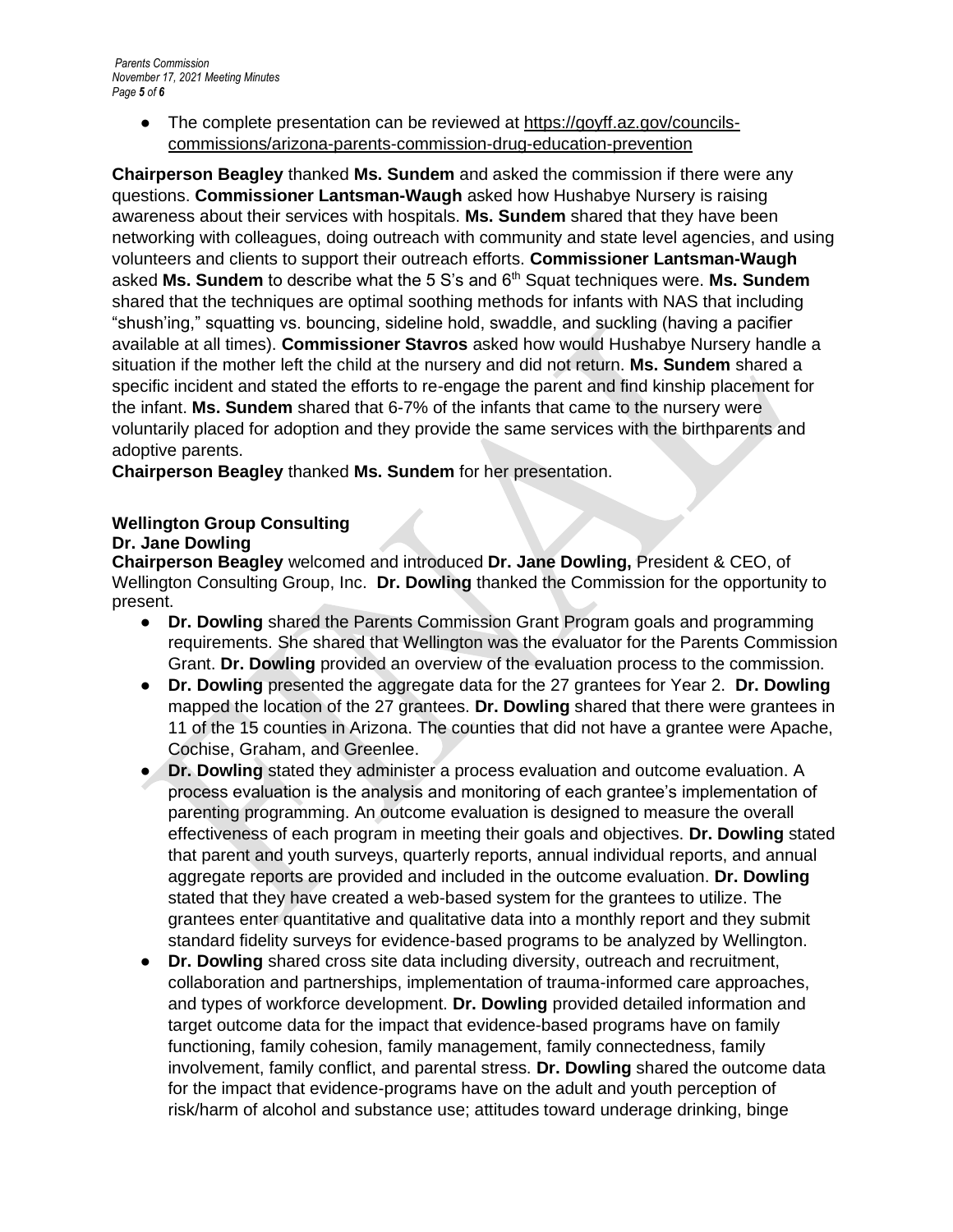- The complete presentation can be reviewed at https://goyff.az.gov/councils-commissions/arizona-parents-commission-drug-education-prevention

**Chairperson Beagley** thanked **Ms. Sundem** and asked the commission if there were any questions. **Commissioner Lantsman-Waugh** asked how Hushabye Nursery is raising awareness about their services with hospitals. **Ms. Sundem** shared that they have been networking with colleagues, doing outreach with community and state level agencies, and using volunteers and clients to support their outreach efforts. **Commissioner Lantsman-Waugh** asked **Ms. Sundem** to describe what the 5 S's and 6th Squat techniques were. **Ms. Sundem** shared that the techniques are optimal soothing methods for infants with NAS that including "shush'ing," squatting vs. bouncing, sideline hold, swaddle, and suckling (having a pacifier available at all times). **Commissioner Stavros** asked how would Hushabye Nursery handle a situation if the mother left the child at the nursery and did not return. **Ms. Sundem** shared a specific incident and stated the efforts to re-engage the parent and find kinship placement for the infant. **Ms. Sundem** shared that 6-7% of the infants that came to the nursery were voluntarily placed for adoption and they provide the same services with the birthparents and adoptive parents.

**Chairperson Beagley** thanked **Ms. Sundem** for her presentation.

**Wellington Group Consulting**

**Dr. Jane Dowling**

**Chairperson Beagley** welcomed and introduced **Dr. Jane Dowling,** President & CEO, of Wellington Consulting Group, Inc. **Dr. Dowling** thanked the Commission for the opportunity to present.

- **Dr. Dowling** shared the Parents Commission Grant Program goals and programming requirements. She shared that Wellington was the evaluator for the Parents Commission Grant. **Dr. Dowling** provided an overview of the evaluation process to the commission.
- **Dr. Dowling** presented the aggregate data for the 27 grantees for Year 2. **Dr. Dowling** mapped the location of the 27 grantees. **Dr. Dowling** shared that there were grantees in 11 of the 15 counties in Arizona. The counties that did not have a grantee were Apache, Cochise, Graham, and Greenlee.
- **Dr. Dowling** stated they administer a process evaluation and outcome evaluation. A process evaluation is the analysis and monitoring of each grantee's implementation of parenting programming. An outcome evaluation is designed to measure the overall effectiveness of each program in meeting their goals and objectives. **Dr. Dowling** stated that parent and youth surveys, quarterly reports, annual individual reports, and annual aggregate reports are provided and included in the outcome evaluation. **Dr. Dowling** stated that they have created a web-based system for the grantees to utilize. The grantees enter quantitative and qualitative data into a monthly report and they submit standard fidelity surveys for evidence-based programs to be analyzed by Wellington.
- **Dr. Dowling** shared cross site data including diversity, outreach and recruitment, collaboration and partnerships, implementation of trauma-informed care approaches, and types of workforce development. **Dr. Dowling** provided detailed information and target outcome data for the impact that evidence-based programs have on family functioning, family cohesion, family management, family connectedness, family involvement, family conflict, and parental stress. **Dr. Dowling** shared the outcome data for the impact that evidence-programs have on the adult and youth perception of risk/harm of alcohol and substance use; attitudes toward underage drinking, binge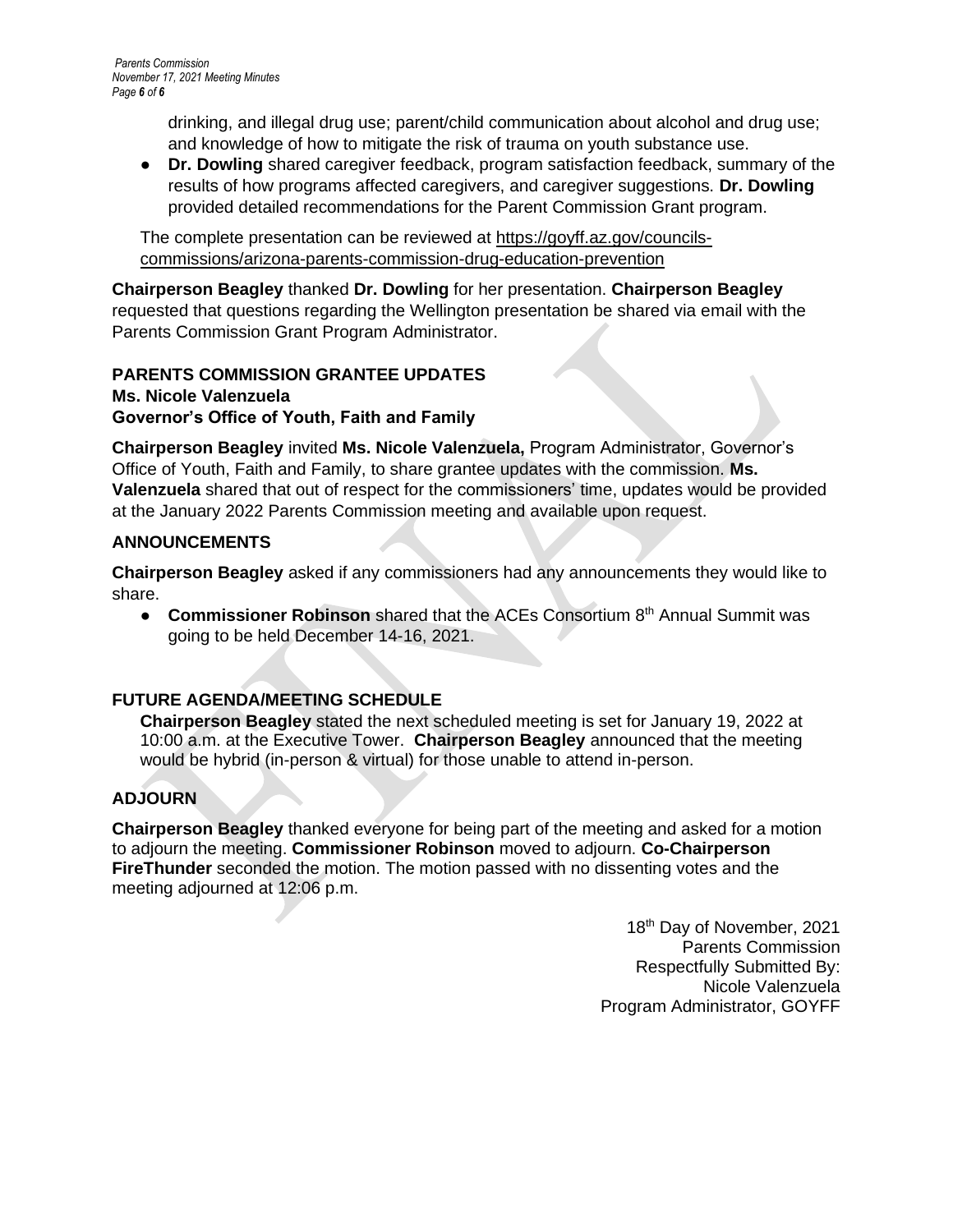drinking, and illegal drug use; parent/child communication about alcohol and drug use; and knowledge of how to mitigate the risk of trauma on youth substance use.

- **Dr. Dowling** shared caregiver feedback, program satisfaction feedback, summary of the results of how programs affected caregivers, and caregiver suggestions. **Dr. Dowling** provided detailed recommendations for the Parent Commission Grant program.

The complete presentation can be reviewed at https://goyff.az.gov/councils-commissions/arizona-parents-commission-drug-education-prevention

**Chairperson Beagley** thanked **Dr. Dowling** for her presentation. **Chairperson Beagley** requested that questions regarding the Wellington presentation be shared via email with the Parents Commission Grant Program Administrator.

**PARENTS COMMISSION GRANTEE UPDATES**
**Ms. Nicole Valenzuela**
**Governor's Office of Youth, Faith and Family**

**Chairperson Beagley** invited **Ms. Nicole Valenzuela,** Program Administrator, Governor's Office of Youth, Faith and Family, to share grantee updates with the commission. **Ms. Valenzuela** shared that out of respect for the commissioners' time, updates would be provided at the January 2022 Parents Commission meeting and available upon request.

**ANNOUNCEMENTS**

**Chairperson Beagley** asked if any commissioners had any announcements they would like to share.

- **Commissioner Robinson** shared that the ACEs Consortium 8th Annual Summit was going to be held December 14-16, 2021.

**FUTURE AGENDA/MEETING SCHEDULE**

**Chairperson Beagley** stated the next scheduled meeting is set for January 19, 2022 at 10:00 a.m. at the Executive Tower. **Chairperson Beagley** announced that the meeting would be hybrid (in-person & virtual) for those unable to attend in-person.

**ADJOURN**

**Chairperson Beagley** thanked everyone for being part of the meeting and asked for a motion to adjourn the meeting. **Commissioner Robinson** moved to adjourn. **Co-Chairperson FireThunder** seconded the motion. The motion passed with no dissenting votes and the meeting adjourned at 12:06 p.m.

18th Day of November, 2021
Parents Commission
Respectfully Submitted By:
Nicole Valenzuela
Program Administrator, GOYFF